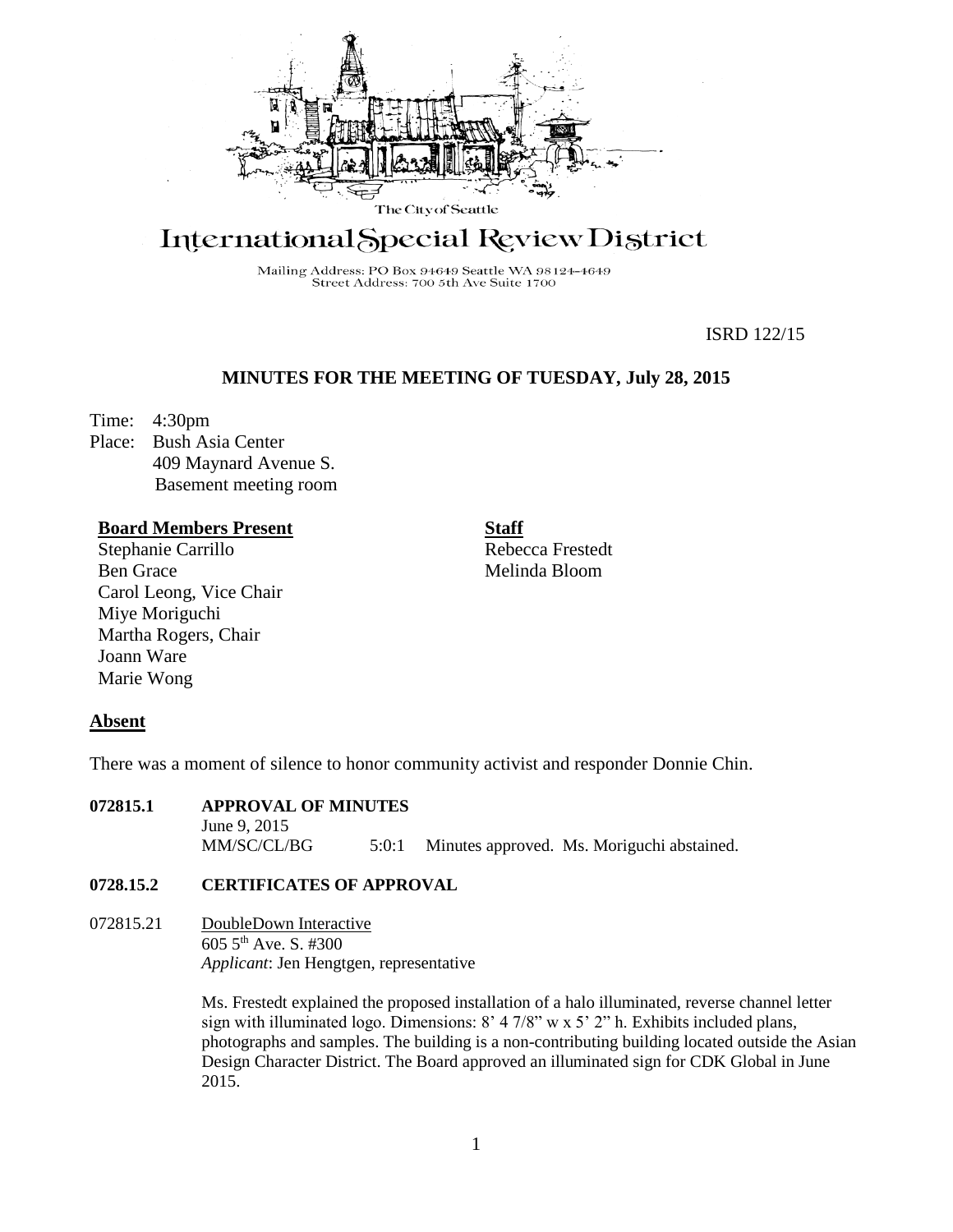The City of Seattle

# International Special Review District

Mailing Address: PO Box 94649 Seattle WA 98124-4649
Street Address: 700 5th Ave Suite 1700

ISRD 122/15

## MINUTES FOR THE MEETING OF TUESDAY, July 28, 2015

Time: 4:30pm
Place: Bush Asia Center
409 Maynard Avenue S.
Basement meeting room

**Board Members Present**
Stephanie Carrillo
Ben Grace
Carol Leong, Vice Chair
Miye Moriguchi
Martha Rogers, Chair
Joann Ware
Marie Wong

**Staff**
Rebecca Frestedt
Melinda Bloom

**Absent**

There was a moment of silence to honor community activist and responder Donnie Chin.

**072815.1 APPROVAL OF MINUTES**
June 9, 2015
MM/SC/CL/BG 5:0:1 Minutes approved. Ms. Moriguchi abstained.

**0728.15.2 CERTIFICATES OF APPROVAL**

072815.21 DoubleDown Interactive
605 5th Ave. S. #300
*Applicant*: Jen Hengtgen, representative

Ms. Frestedt explained the proposed installation of a halo illuminated, reverse channel letter sign with illuminated logo. Dimensions: 8' 4 7/8" w x 5' 2" h. Exhibits included plans, photographs and samples. The building is a non-contributing building located outside the Asian Design Character District. The Board approved an illuminated sign for CDK Global in June 2015.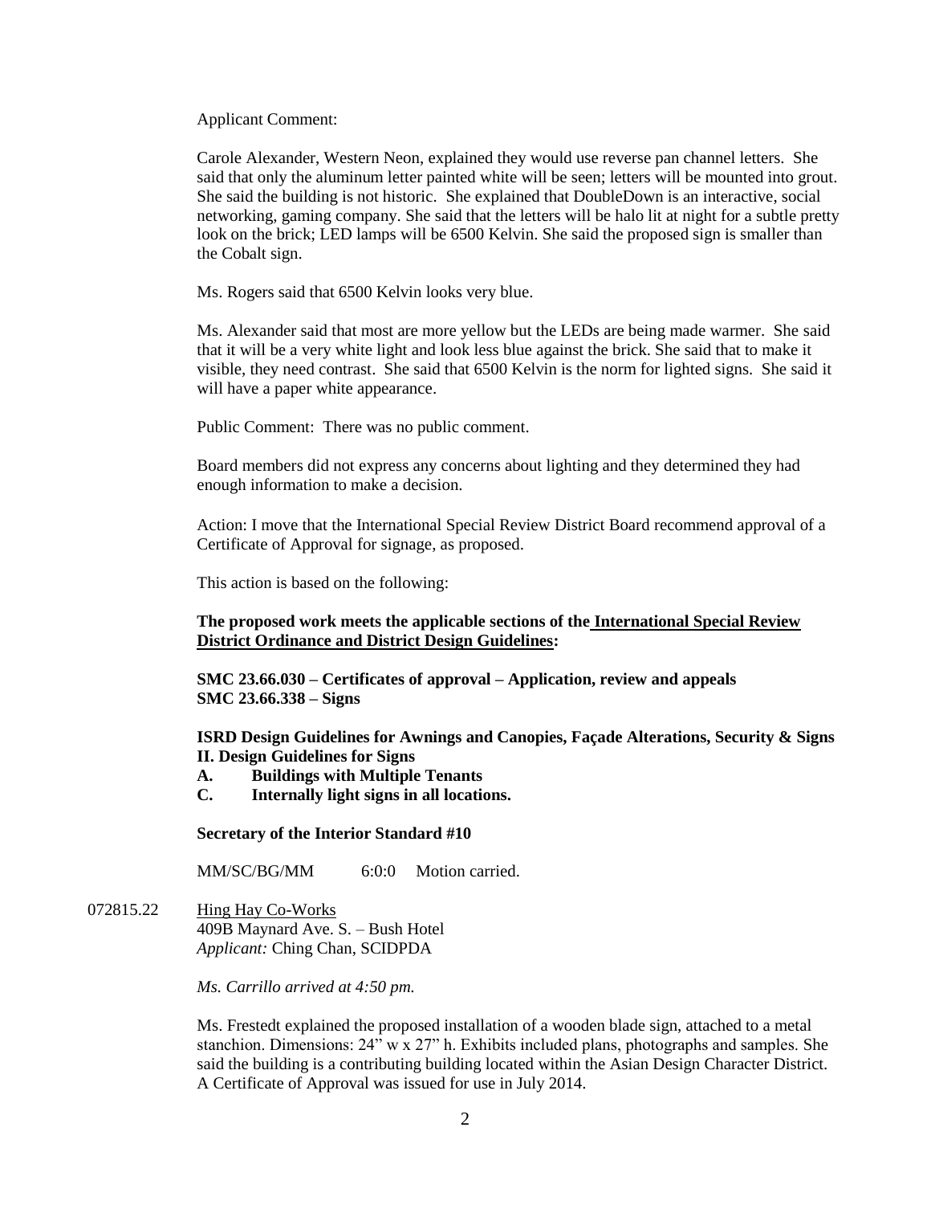Applicant Comment:

Carole Alexander, Western Neon, explained they would use reverse pan channel letters. She said that only the aluminum letter painted white will be seen; letters will be mounted into grout. She said the building is not historic. She explained that DoubleDown is an interactive, social networking, gaming company. She said that the letters will be halo lit at night for a subtle pretty look on the brick; LED lamps will be 6500 Kelvin. She said the proposed sign is smaller than the Cobalt sign.

Ms. Rogers said that 6500 Kelvin looks very blue.

Ms. Alexander said that most are more yellow but the LEDs are being made warmer. She said that it will be a very white light and look less blue against the brick. She said that to make it visible, they need contrast. She said that 6500 Kelvin is the norm for lighted signs. She said it will have a paper white appearance.

Public Comment: There was no public comment.

Board members did not express any concerns about lighting and they determined they had enough information to make a decision.

Action: I move that the International Special Review District Board recommend approval of a Certificate of Approval for signage, as proposed.

This action is based on the following:

**The proposed work meets the applicable sections of the International Special Review District Ordinance and District Design Guidelines:**

**SMC 23.66.030 – Certificates of approval – Application, review and appeals**
**SMC 23.66.338 – Signs**

**ISRD Design Guidelines for Awnings and Canopies, Façade Alterations, Security & Signs**
**II. Design Guidelines for Signs**

- **A. Buildings with Multiple Tenants**
- **C. Internally light signs in all locations.**

**Secretary of the Interior Standard #10**

MM/SC/BG/MM 6:0:0 Motion carried.

072815.22 Hing Hay Co-Works
409B Maynard Ave. S. – Bush Hotel
*Applicant:* Ching Chan, SCIDPDA

*Ms. Carrillo arrived at 4:50 pm.*

Ms. Frestedt explained the proposed installation of a wooden blade sign, attached to a metal stanchion. Dimensions: 24" w x 27" h. Exhibits included plans, photographs and samples. She said the building is a contributing building located within the Asian Design Character District. A Certificate of Approval was issued for use in July 2014.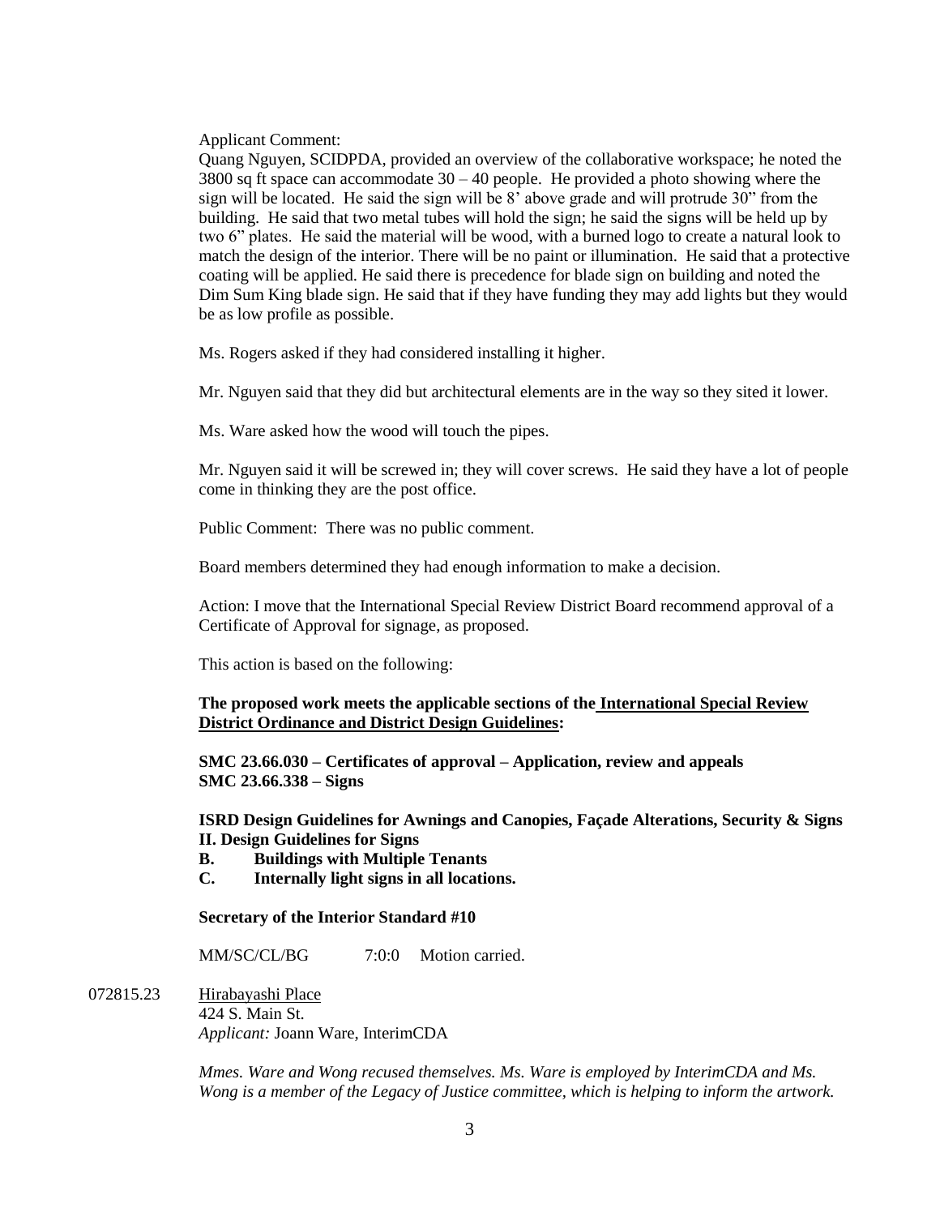Applicant Comment:
Quang Nguyen, SCIDPDA, provided an overview of the collaborative workspace; he noted the 3800 sq ft space can accommodate 30 – 40 people. He provided a photo showing where the sign will be located. He said the sign will be 8' above grade and will protrude 30" from the building. He said that two metal tubes will hold the sign; he said the signs will be held up by two 6" plates. He said the material will be wood, with a burned logo to create a natural look to match the design of the interior. There will be no paint or illumination. He said that a protective coating will be applied. He said there is precedence for blade sign on building and noted the Dim Sum King blade sign. He said that if they have funding they may add lights but they would be as low profile as possible.

Ms. Rogers asked if they had considered installing it higher.

Mr. Nguyen said that they did but architectural elements are in the way so they sited it lower.

Ms. Ware asked how the wood will touch the pipes.

Mr. Nguyen said it will be screwed in; they will cover screws. He said they have a lot of people come in thinking they are the post office.

Public Comment: There was no public comment.

Board members determined they had enough information to make a decision.

Action: I move that the International Special Review District Board recommend approval of a Certificate of Approval for signage, as proposed.

This action is based on the following:

**The proposed work meets the applicable sections of the International Special Review District Ordinance and District Design Guidelines:**

**SMC 23.66.030 – Certificates of approval – Application, review and appeals**
**SMC 23.66.338 – Signs**

**ISRD Design Guidelines for Awnings and Canopies, Façade Alterations, Security & Signs**
**II. Design Guidelines for Signs**
- **B. Buildings with Multiple Tenants**
- **C. Internally light signs in all locations.**

**Secretary of the Interior Standard #10**

MM/SC/CL/BG 7:0:0 Motion carried.

072815.23 Hirabayashi Place
424 S. Main St.
*Applicant:* Joann Ware, InterimCDA

*Mmes. Ware and Wong recused themselves. Ms. Ware is employed by InterimCDA and Ms. Wong is a member of the Legacy of Justice committee, which is helping to inform the artwork.*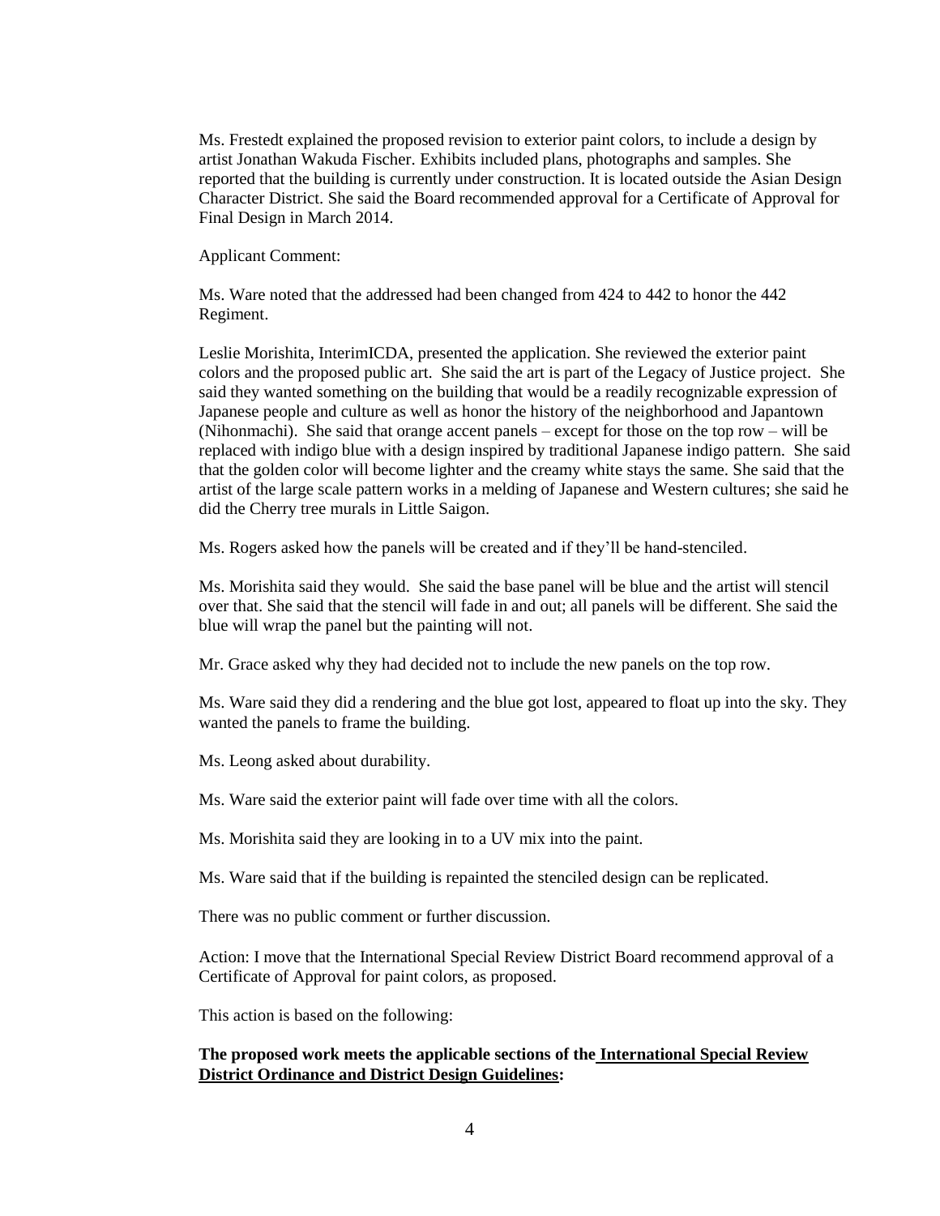Ms. Frestedt explained the proposed revision to exterior paint colors, to include a design by artist Jonathan Wakuda Fischer. Exhibits included plans, photographs and samples. She reported that the building is currently under construction. It is located outside the Asian Design Character District. She said the Board recommended approval for a Certificate of Approval for Final Design in March 2014.

Applicant Comment:

Ms. Ware noted that the addressed had been changed from 424 to 442 to honor the 442 Regiment.

Leslie Morishita, InterimICDA, presented the application. She reviewed the exterior paint colors and the proposed public art. She said the art is part of the Legacy of Justice project. She said they wanted something on the building that would be a readily recognizable expression of Japanese people and culture as well as honor the history of the neighborhood and Japantown (Nihonmachi). She said that orange accent panels – except for those on the top row – will be replaced with indigo blue with a design inspired by traditional Japanese indigo pattern. She said that the golden color will become lighter and the creamy white stays the same. She said that the artist of the large scale pattern works in a melding of Japanese and Western cultures; she said he did the Cherry tree murals in Little Saigon.

Ms. Rogers asked how the panels will be created and if they'll be hand-stenciled.

Ms. Morishita said they would. She said the base panel will be blue and the artist will stencil over that. She said that the stencil will fade in and out; all panels will be different. She said the blue will wrap the panel but the painting will not.

Mr. Grace asked why they had decided not to include the new panels on the top row.

Ms. Ware said they did a rendering and the blue got lost, appeared to float up into the sky. They wanted the panels to frame the building.

Ms. Leong asked about durability.

Ms. Ware said the exterior paint will fade over time with all the colors.

Ms. Morishita said they are looking in to a UV mix into the paint.

Ms. Ware said that if the building is repainted the stenciled design can be replicated.

There was no public comment or further discussion.

Action: I move that the International Special Review District Board recommend approval of a Certificate of Approval for paint colors, as proposed.

This action is based on the following:

**The proposed work meets the applicable sections of the International Special Review District Ordinance and District Design Guidelines:**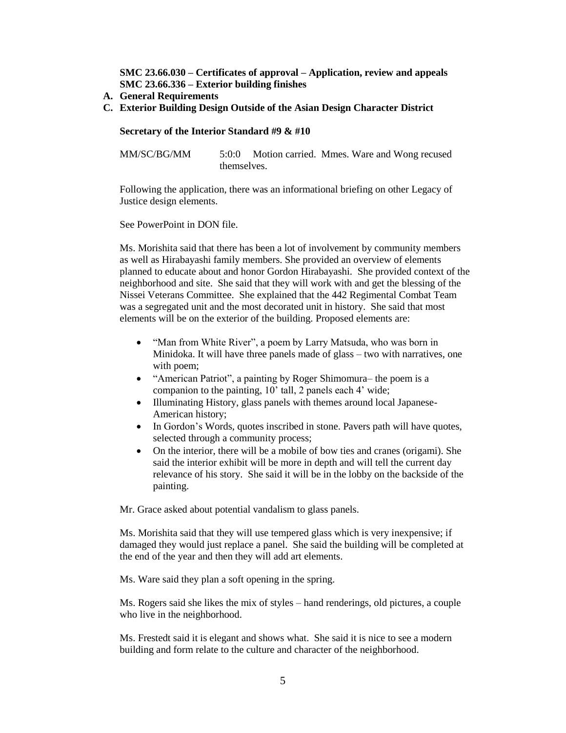**SMC 23.66.030 – Certificates of approval – Application, review and appeals**
**SMC 23.66.336 – Exterior building finishes**

**A. General Requirements**
**C. Exterior Building Design Outside of the Asian Design Character District**

**Secretary of the Interior Standard #9 & #10**

MM/SC/BG/MM 5:0:0 Motion carried. Mmes. Ware and Wong recused themselves.

Following the application, there was an informational briefing on other Legacy of Justice design elements.

See PowerPoint in DON file.

Ms. Morishita said that there has been a lot of involvement by community members as well as Hirabayashi family members. She provided an overview of elements planned to educate about and honor Gordon Hirabayashi. She provided context of the neighborhood and site. She said that they will work with and get the blessing of the Nissei Veterans Committee. She explained that the 442 Regimental Combat Team was a segregated unit and the most decorated unit in history. She said that most elements will be on the exterior of the building. Proposed elements are:

- "Man from White River", a poem by Larry Matsuda, who was born in Minidoka. It will have three panels made of glass – two with narratives, one with poem;
- "American Patriot", a painting by Roger Shimomura– the poem is a companion to the painting, 10' tall, 2 panels each 4' wide;
- Illuminating History, glass panels with themes around local Japanese-American history;
- In Gordon's Words, quotes inscribed in stone. Pavers path will have quotes, selected through a community process;
- On the interior, there will be a mobile of bow ties and cranes (origami). She said the interior exhibit will be more in depth and will tell the current day relevance of his story. She said it will be in the lobby on the backside of the painting.

Mr. Grace asked about potential vandalism to glass panels.

Ms. Morishita said that they will use tempered glass which is very inexpensive; if damaged they would just replace a panel. She said the building will be completed at the end of the year and then they will add art elements.

Ms. Ware said they plan a soft opening in the spring.

Ms. Rogers said she likes the mix of styles – hand renderings, old pictures, a couple who live in the neighborhood.

Ms. Frestedt said it is elegant and shows what. She said it is nice to see a modern building and form relate to the culture and character of the neighborhood.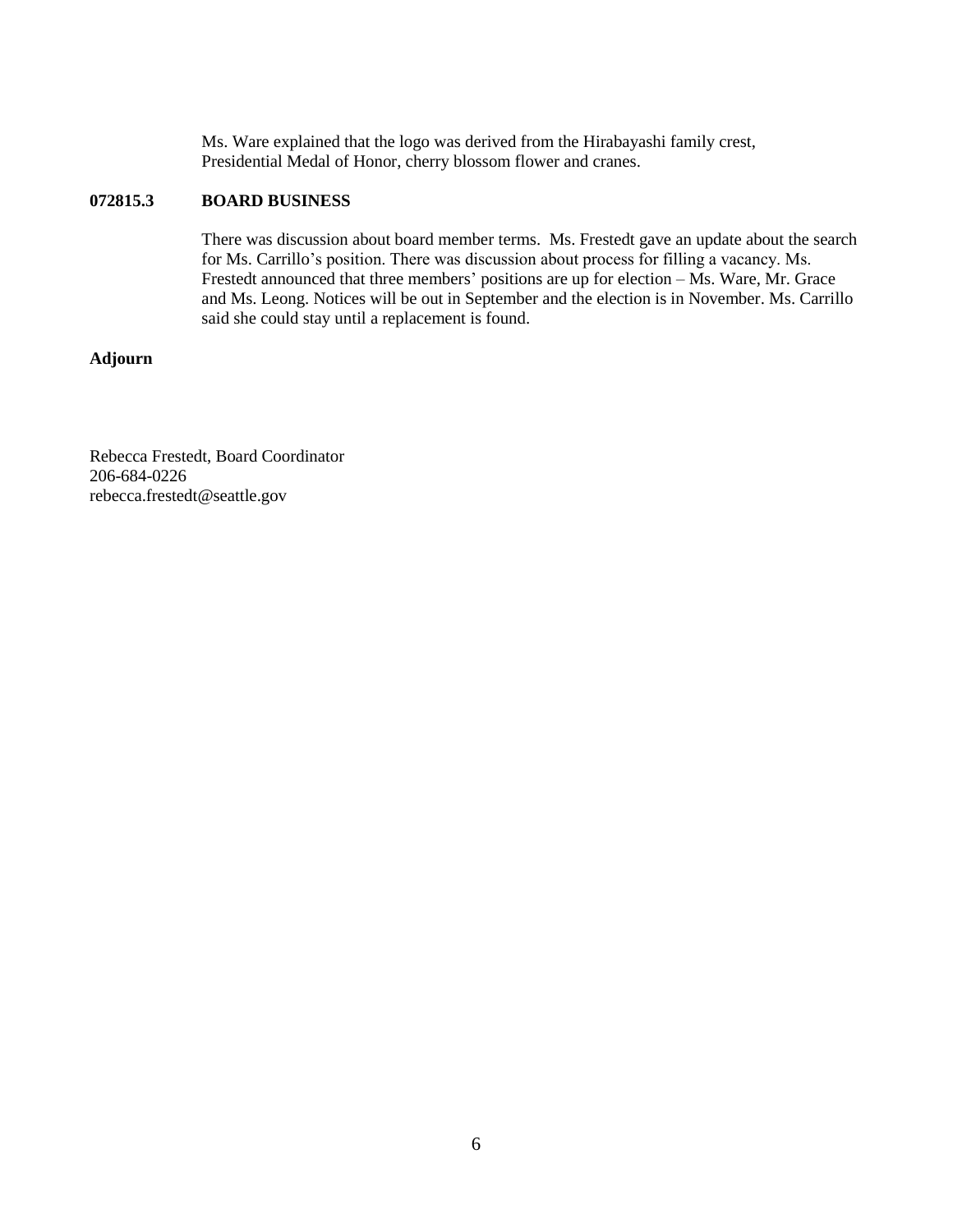Ms. Ware explained that the logo was derived from the Hirabayashi family crest, Presidential Medal of Honor, cherry blossom flower and cranes.

**072815.3 BOARD BUSINESS**

There was discussion about board member terms. Ms. Frestedt gave an update about the search for Ms. Carrillo's position. There was discussion about process for filling a vacancy. Ms. Frestedt announced that three members' positions are up for election – Ms. Ware, Mr. Grace and Ms. Leong. Notices will be out in September and the election is in November. Ms. Carrillo said she could stay until a replacement is found.

**Adjourn**

Rebecca Frestedt, Board Coordinator
206-684-0226
rebecca.frestedt@seattle.gov